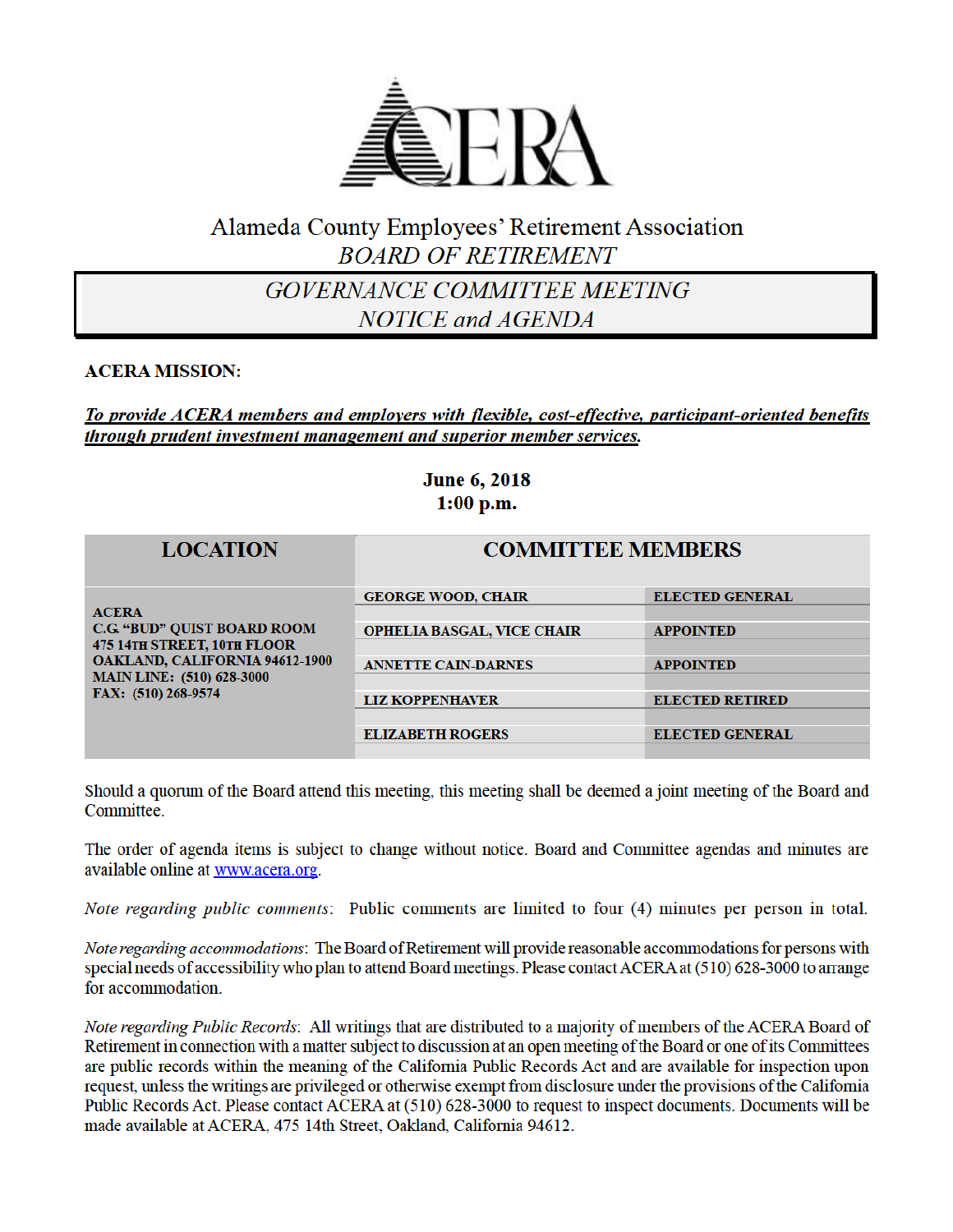# ACERA

## Alameda County Employees' Retirement Association

### *BOARD OF RETIREMENT*

### *GOVERNANCE COMMITTEE MEETING*
### *NOTICE and AGENDA*

**ACERA MISSION:**

***To provide ACERA members and employers with flexible, cost-effective, participant-oriented benefits through prudent investment management and superior member services.***

**June 6, 2018**
**1:00 p.m.**

| LOCATION | COMMITTEE MEMBERS | |
|---|---|---|
| **ACERA**<br>**C.G. "BUD" QUIST BOARD ROOM**<br>**475 14TH STREET, 10TH FLOOR**<br>**OAKLAND, CALIFORNIA 94612-1900**<br>**MAIN LINE: (510) 628-3000**<br>**FAX: (510) 268-9574** | **GEORGE WOOD, CHAIR** | **ELECTED GENERAL** |
| | **OPHELIA BASGAL, VICE CHAIR** | **APPOINTED** |
| | **ANNETTE CAIN-DARNES** | **APPOINTED** |
| | **LIZ KOPPENHAVER** | **ELECTED RETIRED** |
| | **ELIZABETH ROGERS** | **ELECTED GENERAL** |

Should a quorum of the Board attend this meeting, this meeting shall be deemed a joint meeting of the Board and Committee.

The order of agenda items is subject to change without notice. Board and Committee agendas and minutes are available online at www.acera.org.

*Note regarding public comments*: Public comments are limited to four (4) minutes per person in total.

*Note regarding accommodations*: The Board of Retirement will provide reasonable accommodations for persons with special needs of accessibility who plan to attend Board meetings. Please contact ACERA at (510) 628-3000 to arrange for accommodation.

*Note regarding Public Records*: All writings that are distributed to a majority of members of the ACERA Board of Retirement in connection with a matter subject to discussion at an open meeting of the Board or one of its Committees are public records within the meaning of the California Public Records Act and are available for inspection upon request, unless the writings are privileged or otherwise exempt from disclosure under the provisions of the California Public Records Act. Please contact ACERA at (510) 628-3000 to request to inspect documents. Documents will be made available at ACERA, 475 14th Street, Oakland, California 94612.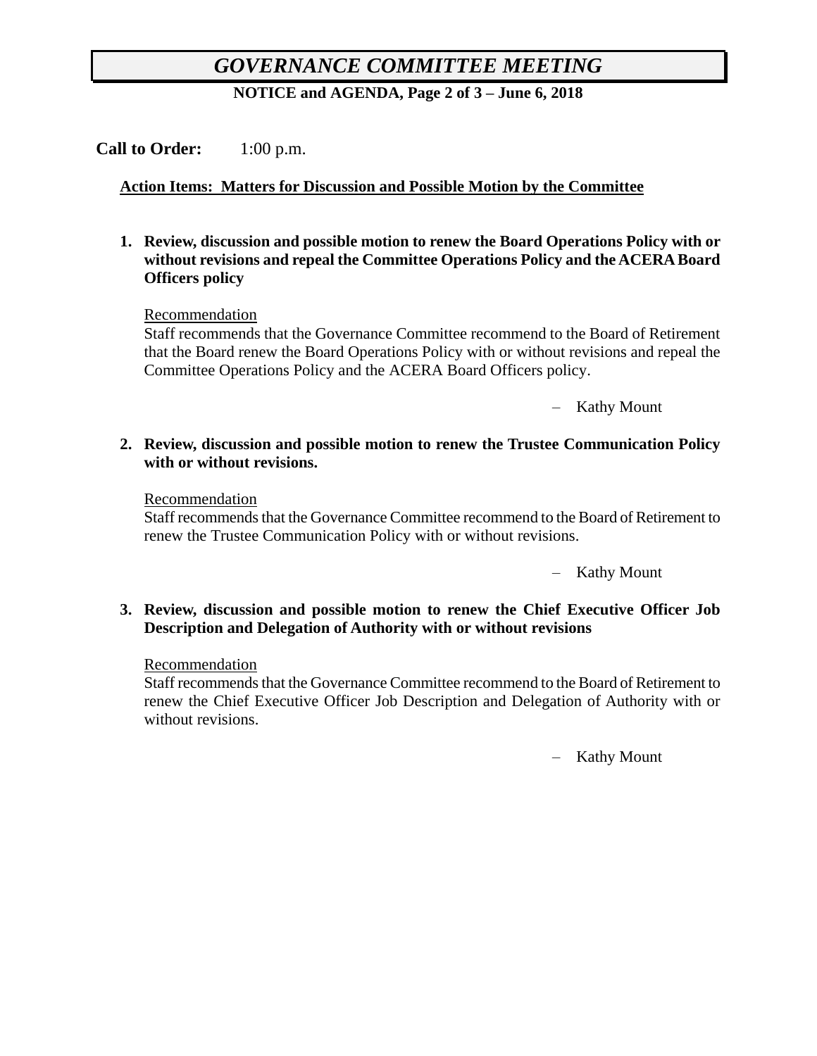**Call to Order:** 1:00 p.m.

**Action Items: Matters for Discussion and Possible Motion by the Committee**

**1. Review, discussion and possible motion to renew the Board Operations Policy with or without revisions and repeal the Committee Operations Policy and the ACERA Board Officers policy**

Recommendation
Staff recommends that the Governance Committee recommend to the Board of Retirement that the Board renew the Board Operations Policy with or without revisions and repeal the Committee Operations Policy and the ACERA Board Officers policy.

– Kathy Mount

**2. Review, discussion and possible motion to renew the Trustee Communication Policy with or without revisions.**

Recommendation
Staff recommends that the Governance Committee recommend to the Board of Retirement to renew the Trustee Communication Policy with or without revisions.

– Kathy Mount

**3. Review, discussion and possible motion to renew the Chief Executive Officer Job Description and Delegation of Authority with or without revisions**

Recommendation
Staff recommends that the Governance Committee recommend to the Board of Retirement to renew the Chief Executive Officer Job Description and Delegation of Authority with or without revisions.

– Kathy Mount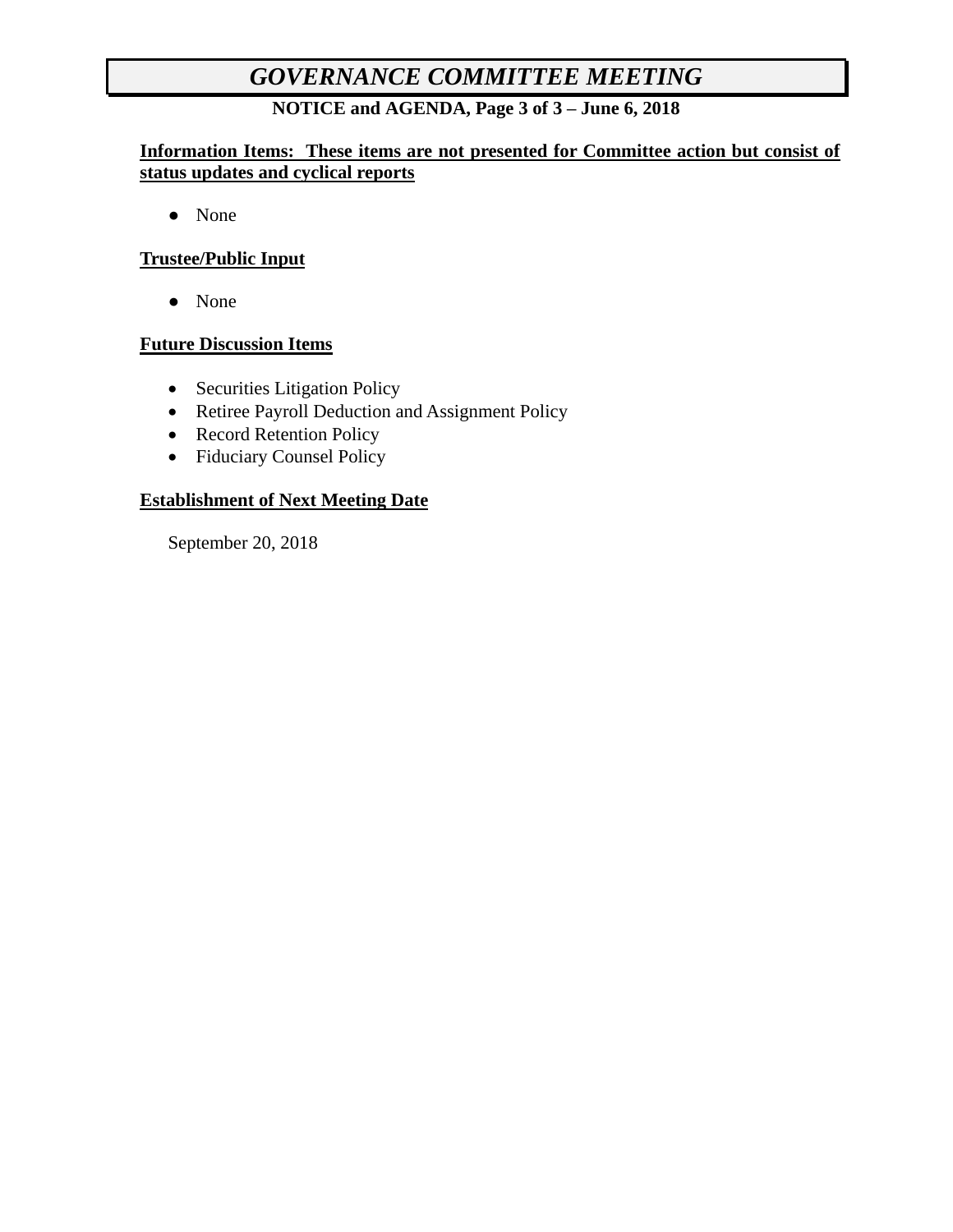# *GOVERNANCE COMMITTEE MEETING*

**NOTICE and AGENDA, Page 3 of 3 – June 6, 2018**

**Information Items: These items are not presented for Committee action but consist of status updates and cyclical reports**

- None

**Trustee/Public Input**

- None

**Future Discussion Items**

- Securities Litigation Policy
- Retiree Payroll Deduction and Assignment Policy
- Record Retention Policy
- Fiduciary Counsel Policy

**Establishment of Next Meeting Date**

September 20, 2018